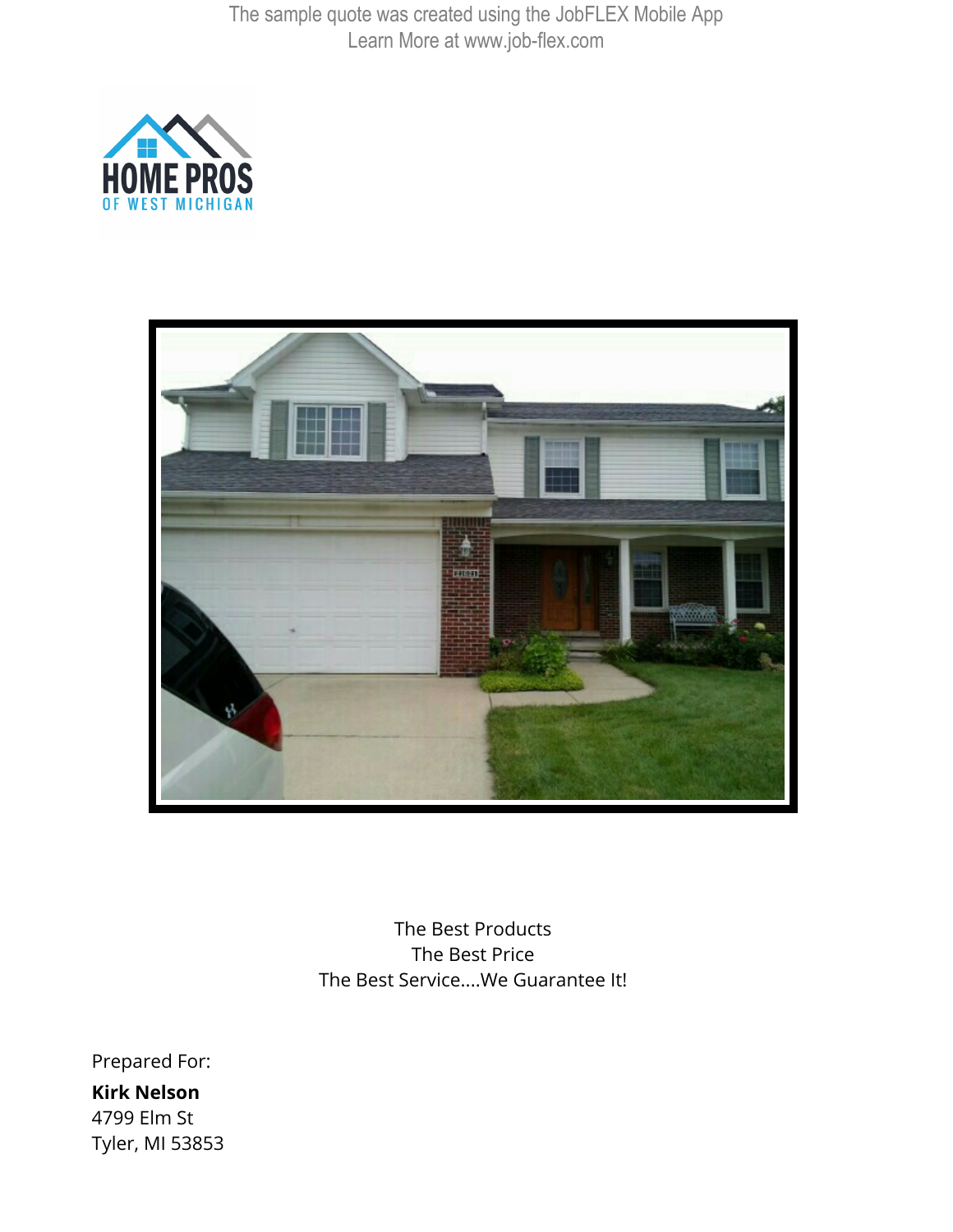The sample quote was created using the JobFLEX Mobile App
Learn More at www.job-flex.com

HOME PROS
OF WEST MICHIGAN

The Best Products
The Best Price
The Best Service....We Guarantee It!

Prepared For:

**Kirk Nelson**
4799 Elm St
Tyler, MI 53853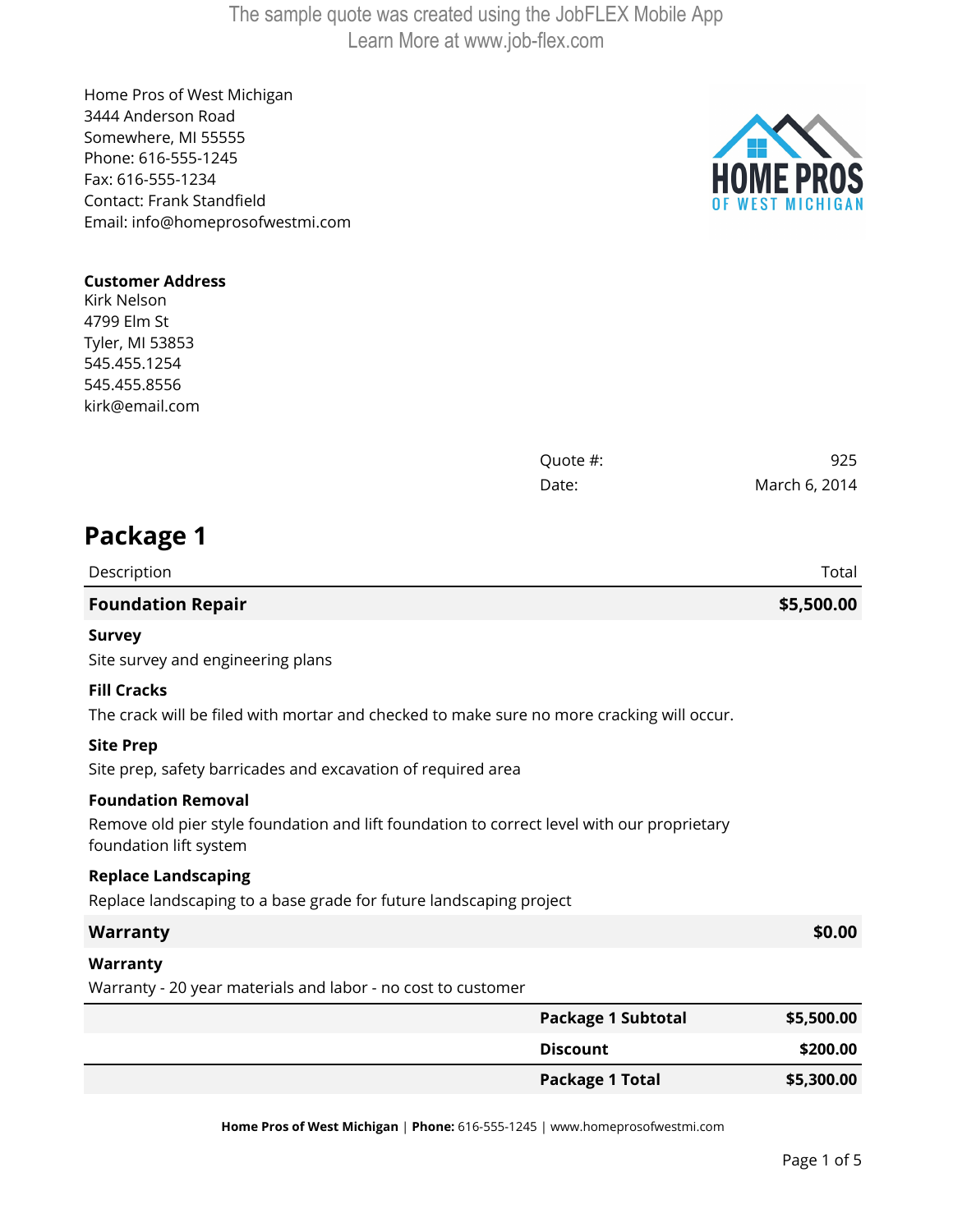The sample quote was created using the JobFLEX Mobile App
Learn More at www.job-flex.com

Home Pros of West Michigan
3444 Anderson Road
Somewhere, MI 55555
Phone: 616-555-1245
Fax: 616-555-1234
Contact: Frank Standfield
Email: info@homeprosofwestmi.com

**Customer Address**
Kirk Nelson
4799 Elm St
Tyler, MI 53853
545.455.1254
545.455.8556
kirk@email.com

| | |
|---|---|
| Quote #: | 925 |
| Date: | March 6, 2014 |

## Package 1

| Description | Total |
|---|---|
| **Foundation Repair** | **$5,500.00** |
| **Survey**<br>Site survey and engineering plans | |
| **Fill Cracks**<br>The crack will be filed with mortar and checked to make sure no more cracking will occur. | |
| **Site Prep**<br>Site prep, safety barricades and excavation of required area | |
| **Foundation Removal**<br>Remove old pier style foundation and lift foundation to correct level with our proprietary foundation lift system | |
| **Replace Landscaping**<br>Replace landscaping to a base grade for future landscaping project | |
| **Warranty** | **$0.00** |
| **Warranty**<br>Warranty - 20 year materials and labor - no cost to customer | |
| **Package 1 Subtotal** | **$5,500.00** |
| **Discount** | **$200.00** |
| **Package 1 Total** | **$5,300.00** |

**Home Pros of West Michigan** | **Phone:** 616-555-1245 | www.homeprosofwestmi.com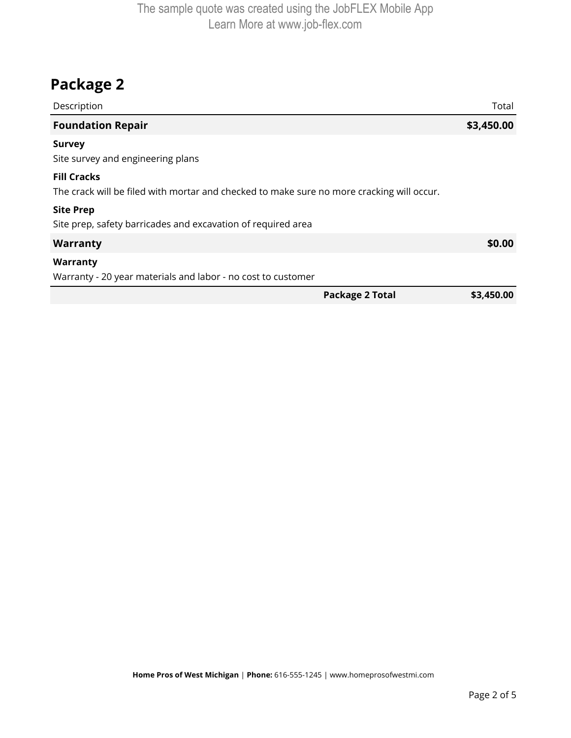The sample quote was created using the JobFLEX Mobile App
Learn More at www.job-flex.com

## Package 2

| Description | Total |
|---|---|
| **Foundation Repair** | **$3,450.00** |
| **Survey**<br>Site survey and engineering plans | |
| **Fill Cracks**<br>The crack will be filed with mortar and checked to make sure no more cracking will occur. | |
| **Site Prep**<br>Site prep, safety barricades and excavation of required area | |
| **Warranty** | **$0.00** |
| **Warranty**<br>Warranty - 20 year materials and labor - no cost to customer | |
| **Package 2 Total** | **$3,450.00** |

**Home Pros of West Michigan** | **Phone:** 616-555-1245 | www.homeprosofwestmi.com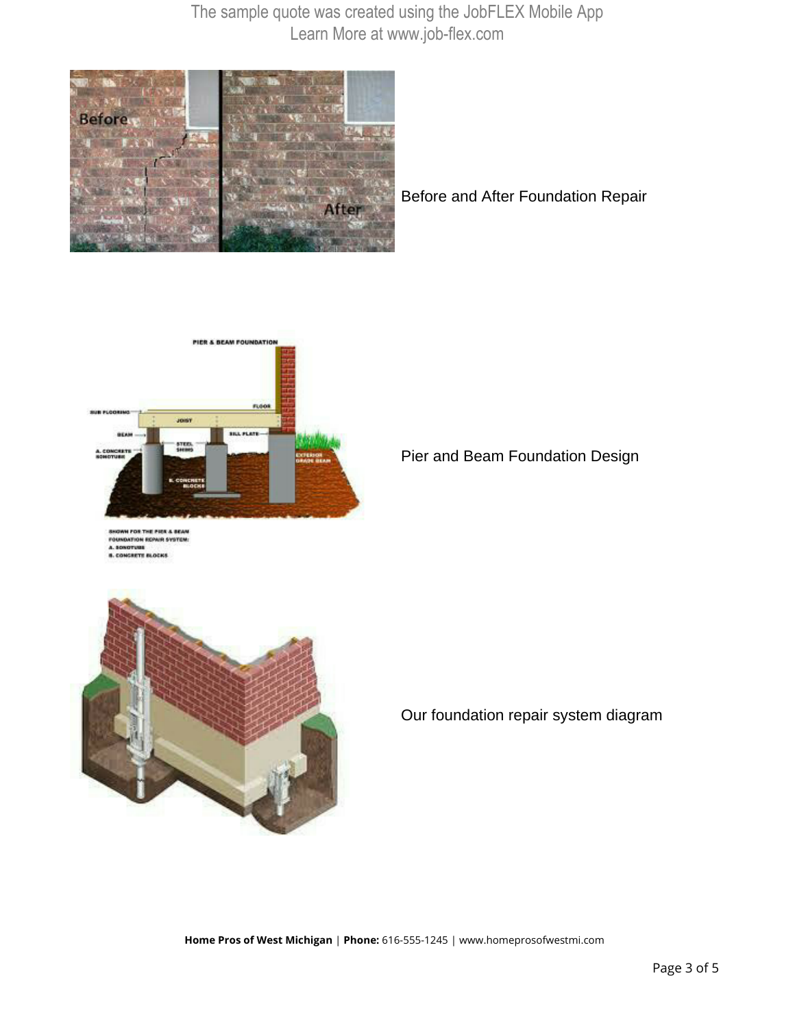The sample quote was created using the JobFLEX Mobile App
Learn More at www.job-flex.com

Before and After Foundation Repair

Pier and Beam Foundation Design

Our foundation repair system diagram

**Home Pros of West Michigan** | **Phone:** 616-555-1245 | www.homeprosofwestmi.com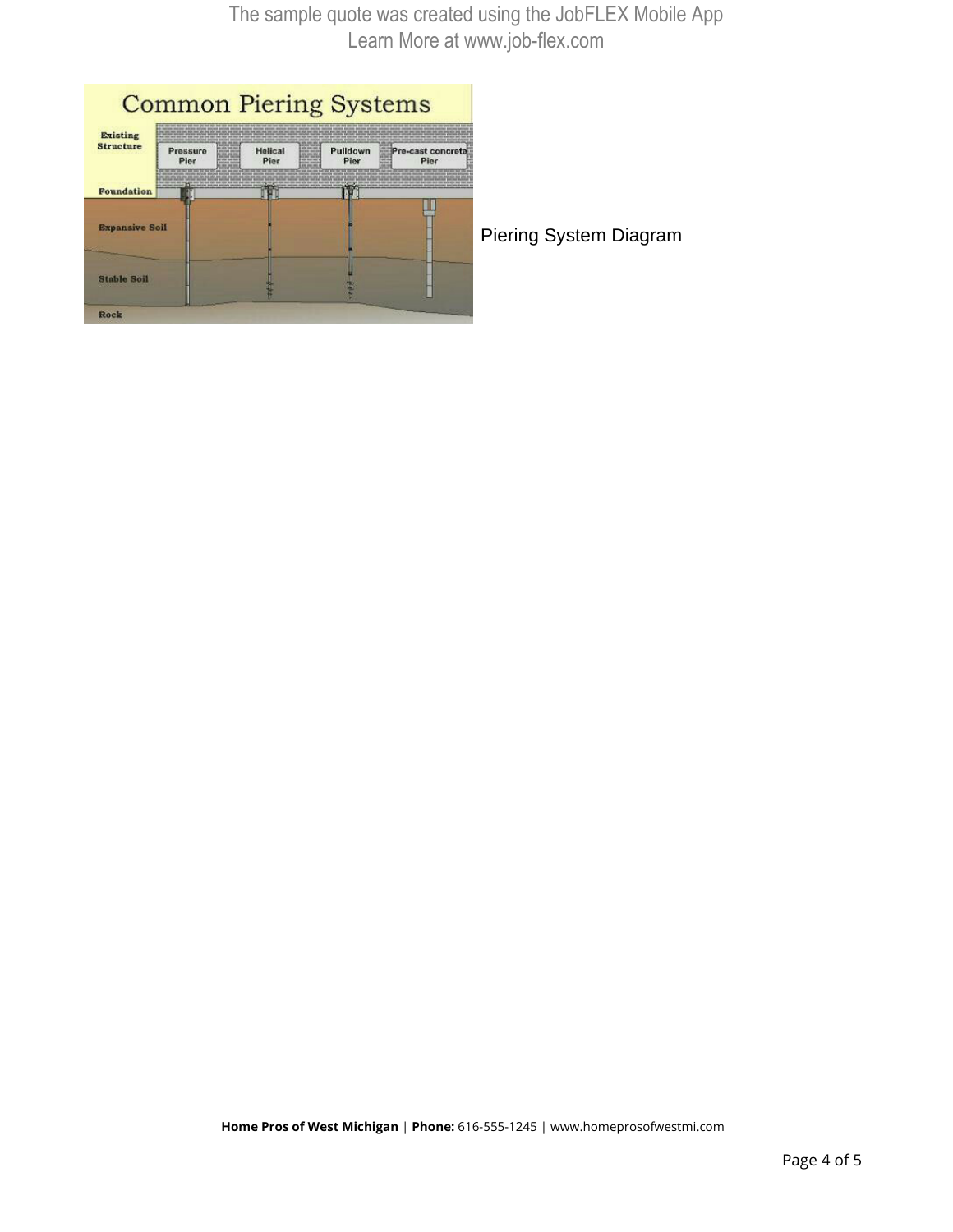The sample quote was created using the JobFLEX Mobile App
Learn More at www.job-flex.com

Common Piering Systems

Existing Structure | Pressure Pier | Helical Pier | Pulldown Pier | Pre-cast concrete Pier

Foundation

Expansive Soil

Stable Soil

Rock

Piering System Diagram

**Home Pros of West Michigan** | **Phone:** 616-555-1245 | www.homeprosofwestmi.com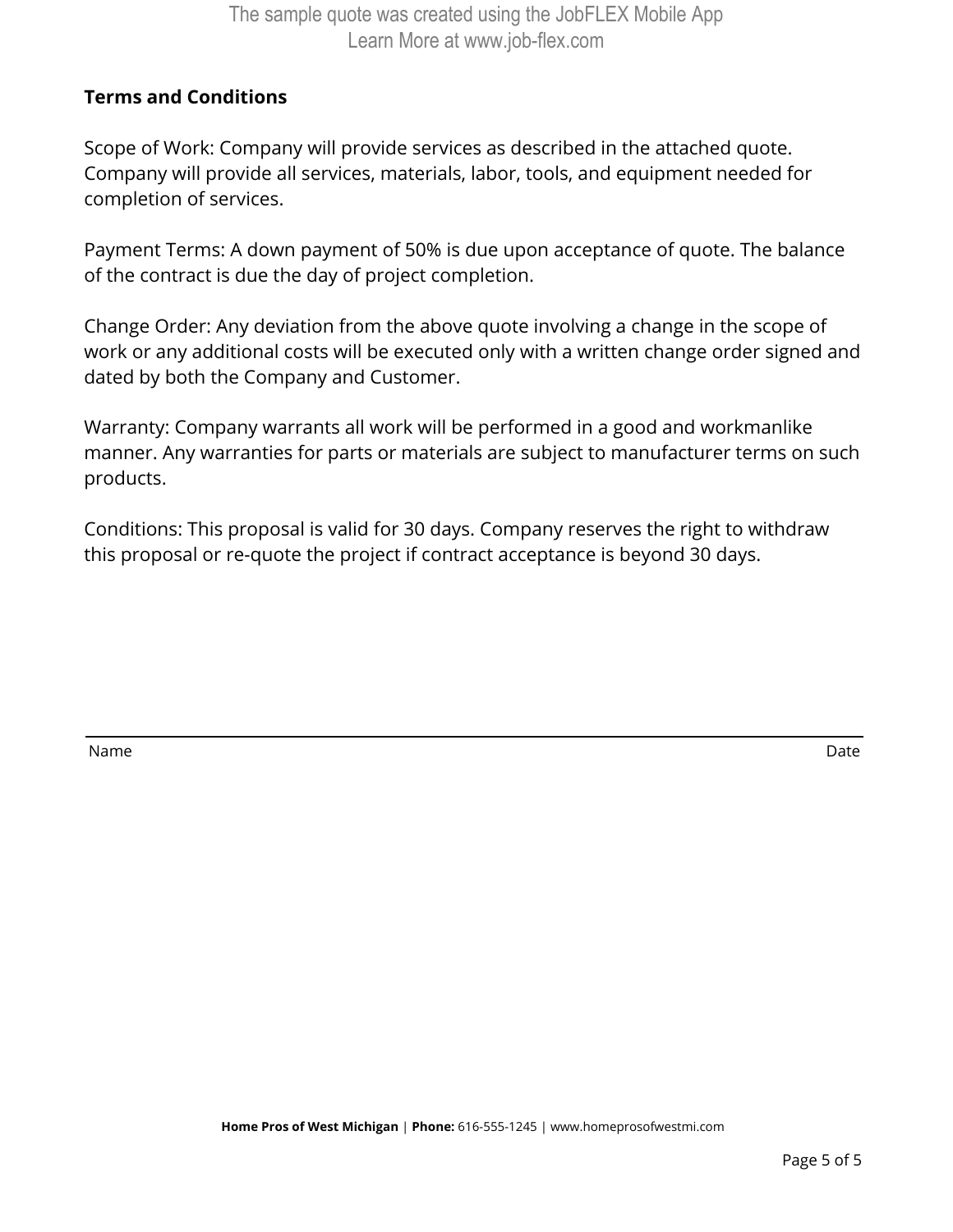## Terms and Conditions

Scope of Work: Company will provide services as described in the attached quote. Company will provide all services, materials, labor, tools, and equipment needed for completion of services.

Payment Terms: A down payment of 50% is due upon acceptance of quote. The balance of the contract is due the day of project completion.

Change Order: Any deviation from the above quote involving a change in the scope of work or any additional costs will be executed only with a written change order signed and dated by both the Company and Customer.

Warranty: Company warrants all work will be performed in a good and workmanlike manner. Any warranties for parts or materials are subject to manufacturer terms on such products.

Conditions: This proposal is valid for 30 days. Company reserves the right to withdraw this proposal or re-quote the project if contract acceptance is beyond 30 days.

\_\_\_\_\_\_\_\_\_\_\_\_\_\_\_\_\_\_\_\_\_\_\_\_\_\_\_\_\_\_\_\_\_\_\_\_\_\_\_\_\_\_\_\_\_\_\_\_\_\_\_\_

Name                                                                                                    Date